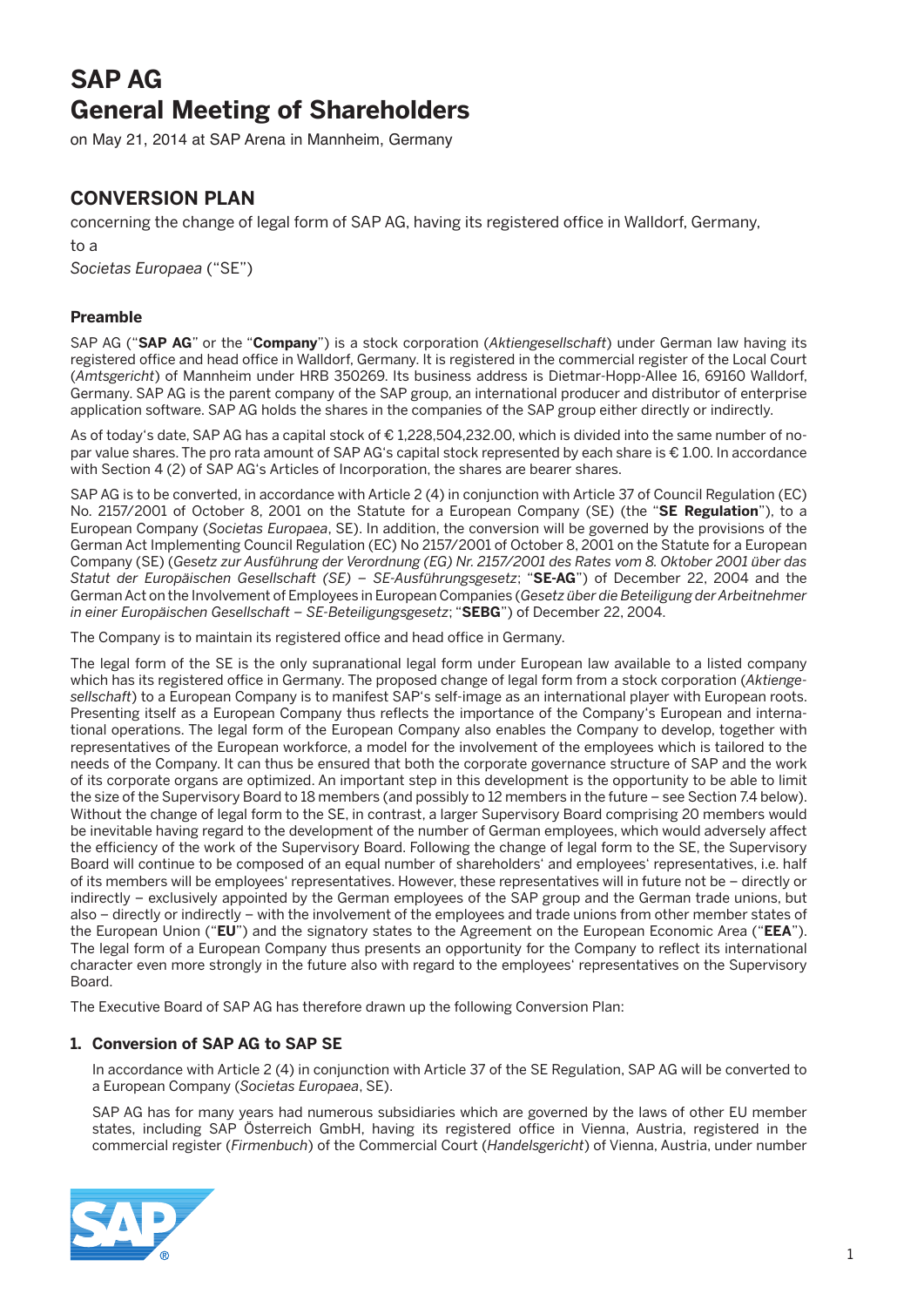# SAP AG
# General Meeting of Shareholders

on May 21, 2014 at SAP Arena in Mannheim, Germany

## CONVERSION PLAN

concerning the change of legal form of SAP AG, having its registered office in Walldorf, Germany,

to a

*Societas Europaea* ("SE")

### Preamble

SAP AG ("**SAP AG**" or the "**Company**") is a stock corporation (*Aktiengesellschaft*) under German law having its registered office and head office in Walldorf, Germany. It is registered in the commercial register of the Local Court (*Amtsgericht*) of Mannheim under HRB 350269. Its business address is Dietmar-Hopp-Allee 16, 69160 Walldorf, Germany. SAP AG is the parent company of the SAP group, an international producer and distributor of enterprise application software. SAP AG holds the shares in the companies of the SAP group either directly or indirectly.

As of today's date, SAP AG has a capital stock of € 1,228,504,232.00, which is divided into the same number of no-par value shares. The pro rata amount of SAP AG's capital stock represented by each share is € 1.00. In accordance with Section 4 (2) of SAP AG's Articles of Incorporation, the shares are bearer shares.

SAP AG is to be converted, in accordance with Article 2 (4) in conjunction with Article 37 of Council Regulation (EC) No. 2157/2001 of October 8, 2001 on the Statute for a European Company (SE) (the "**SE Regulation**"), to a European Company (*Societas Europaea*, SE). In addition, the conversion will be governed by the provisions of the German Act Implementing Council Regulation (EC) No 2157/2001 of October 8, 2001 on the Statute for a European Company (SE) (*Gesetz zur Ausführung der Verordnung (EG) Nr. 2157/2001 des Rates vom 8. Oktober 2001 über das Statut der Europäischen Gesellschaft (SE) – SE-Ausführungsgesetz*; "**SE-AG**") of December 22, 2004 and the German Act on the Involvement of Employees in European Companies (*Gesetz über die Beteiligung der Arbeitnehmer in einer Europäischen Gesellschaft – SE-Beteiligungsgesetz*; "**SEBG**") of December 22, 2004.

The Company is to maintain its registered office and head office in Germany.

The legal form of the SE is the only supranational legal form under European law available to a listed company which has its registered office in Germany. The proposed change of legal form from a stock corporation (*Aktiengesellschaft*) to a European Company is to manifest SAP's self-image as an international player with European roots. Presenting itself as a European Company thus reflects the importance of the Company's European and international operations. The legal form of the European Company also enables the Company to develop, together with representatives of the European workforce, a model for the involvement of the employees which is tailored to the needs of the Company. It can thus be ensured that both the corporate governance structure of SAP and the work of its corporate organs are optimized. An important step in this development is the opportunity to be able to limit the size of the Supervisory Board to 18 members (and possibly to 12 members in the future – see Section 7.4 below). Without the change of legal form to the SE, in contrast, a larger Supervisory Board comprising 20 members would be inevitable having regard to the development of the number of German employees, which would adversely affect the efficiency of the work of the Supervisory Board. Following the change of legal form to the SE, the Supervisory Board will continue to be composed of an equal number of shareholders' and employees' representatives, i.e. half of its members will be employees' representatives. However, these representatives will in future not be – directly or indirectly – exclusively appointed by the German employees of the SAP group and the German trade unions, but also – directly or indirectly – with the involvement of the employees and trade unions from other member states of the European Union ("**EU**") and the signatory states to the Agreement on the European Economic Area ("**EEA**"). The legal form of a European Company thus presents an opportunity for the Company to reflect its international character even more strongly in the future also with regard to the employees' representatives on the Supervisory Board.

The Executive Board of SAP AG has therefore drawn up the following Conversion Plan:

### 1. Conversion of SAP AG to SAP SE

In accordance with Article 2 (4) in conjunction with Article 37 of the SE Regulation, SAP AG will be converted to a European Company (*Societas Europaea*, SE).

SAP AG has for many years had numerous subsidiaries which are governed by the laws of other EU member states, including SAP Österreich GmbH, having its registered office in Vienna, Austria, registered in the commercial register (*Firmenbuch*) of the Commercial Court (*Handelsgericht*) of Vienna, Austria, under number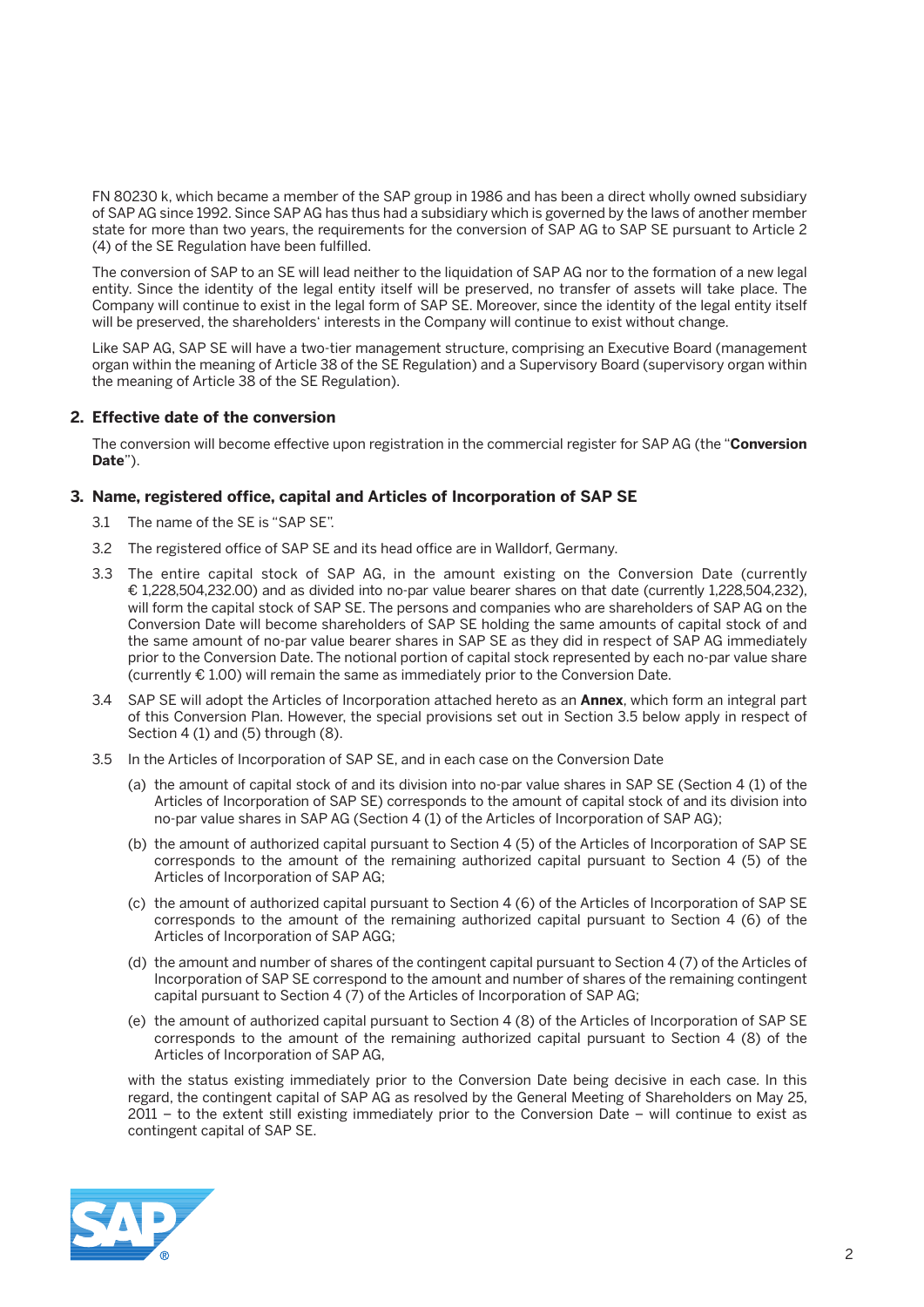FN 80230 k, which became a member of the SAP group in 1986 and has been a direct wholly owned subsidiary of SAP AG since 1992. Since SAP AG has thus had a subsidiary which is governed by the laws of another member state for more than two years, the requirements for the conversion of SAP AG to SAP SE pursuant to Article 2 (4) of the SE Regulation have been fulfilled.

The conversion of SAP to an SE will lead neither to the liquidation of SAP AG nor to the formation of a new legal entity. Since the identity of the legal entity itself will be preserved, no transfer of assets will take place. The Company will continue to exist in the legal form of SAP SE. Moreover, since the identity of the legal entity itself will be preserved, the shareholders' interests in the Company will continue to exist without change.

Like SAP AG, SAP SE will have a two-tier management structure, comprising an Executive Board (management organ within the meaning of Article 38 of the SE Regulation) and a Supervisory Board (supervisory organ within the meaning of Article 38 of the SE Regulation).

## 2. Effective date of the conversion

The conversion will become effective upon registration in the commercial register for SAP AG (the "**Conversion Date**").

## 3. Name, registered office, capital and Articles of Incorporation of SAP SE

3.1 The name of the SE is "SAP SE".

3.2 The registered office of SAP SE and its head office are in Walldorf, Germany.

3.3 The entire capital stock of SAP AG, in the amount existing on the Conversion Date (currently € 1,228,504,232.00) and as divided into no-par value bearer shares on that date (currently 1,228,504,232), will form the capital stock of SAP SE. The persons and companies who are shareholders of SAP AG on the Conversion Date will become shareholders of SAP SE holding the same amounts of capital stock of and the same amount of no-par value bearer shares in SAP SE as they did in respect of SAP AG immediately prior to the Conversion Date. The notional portion of capital stock represented by each no-par value share (currently € 1.00) will remain the same as immediately prior to the Conversion Date.

3.4 SAP SE will adopt the Articles of Incorporation attached hereto as an **Annex**, which form an integral part of this Conversion Plan. However, the special provisions set out in Section 3.5 below apply in respect of Section 4 (1) and (5) through (8).

3.5 In the Articles of Incorporation of SAP SE, and in each case on the Conversion Date

(a) the amount of capital stock of and its division into no-par value shares in SAP SE (Section 4 (1) of the Articles of Incorporation of SAP SE) corresponds to the amount of capital stock of and its division into no-par value shares in SAP AG (Section 4 (1) of the Articles of Incorporation of SAP AG);

(b) the amount of authorized capital pursuant to Section 4 (5) of the Articles of Incorporation of SAP SE corresponds to the amount of the remaining authorized capital pursuant to Section 4 (5) of the Articles of Incorporation of SAP AG;

(c) the amount of authorized capital pursuant to Section 4 (6) of the Articles of Incorporation of SAP SE corresponds to the amount of the remaining authorized capital pursuant to Section 4 (6) of the Articles of Incorporation of SAP AGG;

(d) the amount and number of shares of the contingent capital pursuant to Section 4 (7) of the Articles of Incorporation of SAP SE correspond to the amount and number of shares of the remaining contingent capital pursuant to Section 4 (7) of the Articles of Incorporation of SAP AG;

(e) the amount of authorized capital pursuant to Section 4 (8) of the Articles of Incorporation of SAP SE corresponds to the amount of the remaining authorized capital pursuant to Section 4 (8) of the Articles of Incorporation of SAP AG,

with the status existing immediately prior to the Conversion Date being decisive in each case. In this regard, the contingent capital of SAP AG as resolved by the General Meeting of Shareholders on May 25, 2011 – to the extent still existing immediately prior to the Conversion Date – will continue to exist as contingent capital of SAP SE.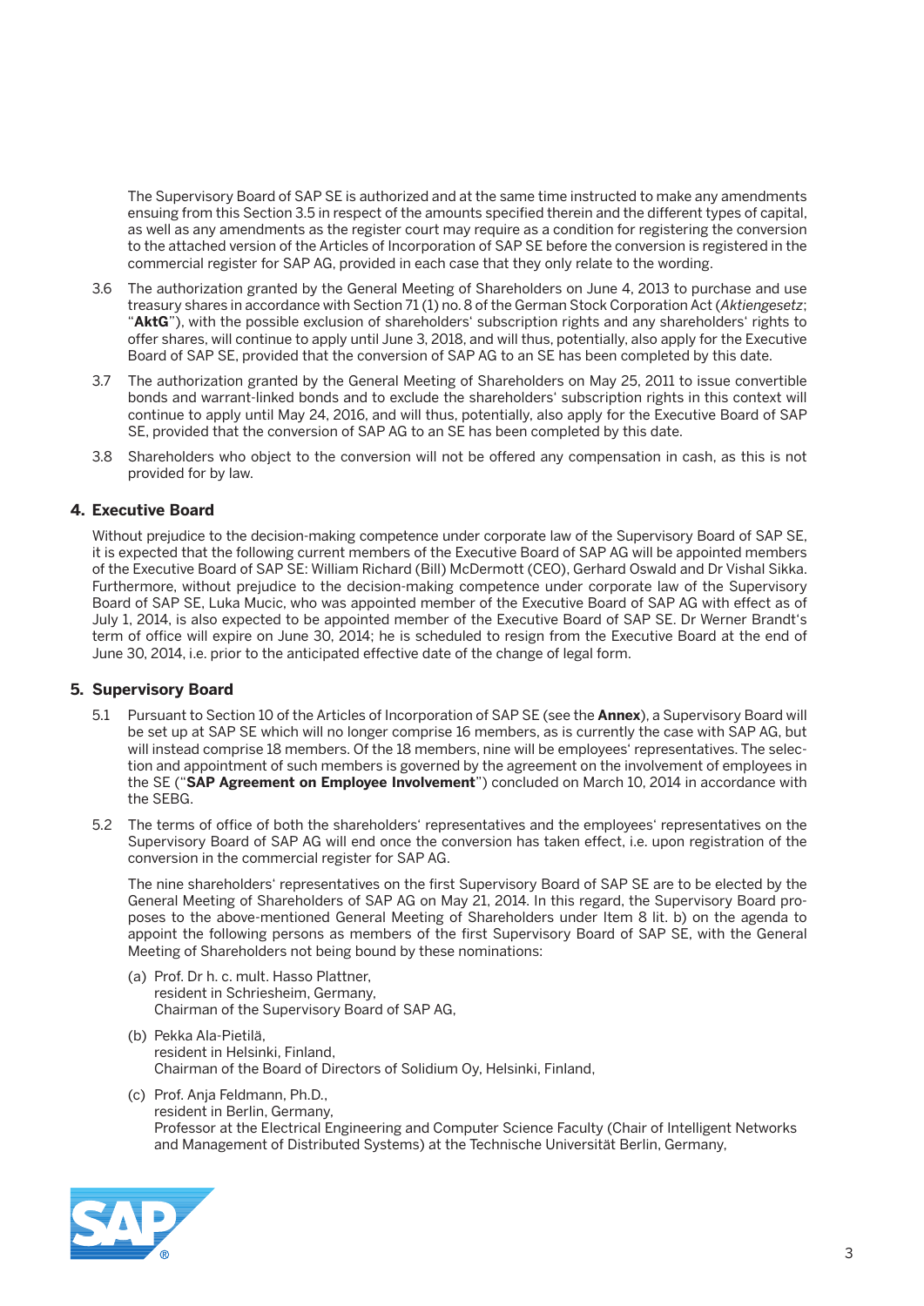The Supervisory Board of SAP SE is authorized and at the same time instructed to make any amendments ensuing from this Section 3.5 in respect of the amounts specified therein and the different types of capital, as well as any amendments as the register court may require as a condition for registering the conversion to the attached version of the Articles of Incorporation of SAP SE before the conversion is registered in the commercial register for SAP AG, provided in each case that they only relate to the wording.

3.6 The authorization granted by the General Meeting of Shareholders on June 4, 2013 to purchase and use treasury shares in accordance with Section 71 (1) no. 8 of the German Stock Corporation Act (*Aktiengesetz*; "**AktG**"), with the possible exclusion of shareholders' subscription rights and any shareholders' rights to offer shares, will continue to apply until June 3, 2018, and will thus, potentially, also apply for the Executive Board of SAP SE, provided that the conversion of SAP AG to an SE has been completed by this date.

3.7 The authorization granted by the General Meeting of Shareholders on May 25, 2011 to issue convertible bonds and warrant-linked bonds and to exclude the shareholders' subscription rights in this context will continue to apply until May 24, 2016, and will thus, potentially, also apply for the Executive Board of SAP SE, provided that the conversion of SAP AG to an SE has been completed by this date.

3.8 Shareholders who object to the conversion will not be offered any compensation in cash, as this is not provided for by law.

## 4. Executive Board

Without prejudice to the decision-making competence under corporate law of the Supervisory Board of SAP SE, it is expected that the following current members of the Executive Board of SAP AG will be appointed members of the Executive Board of SAP SE: William Richard (Bill) McDermott (CEO), Gerhard Oswald and Dr Vishal Sikka. Furthermore, without prejudice to the decision-making competence under corporate law of the Supervisory Board of SAP SE, Luka Mucic, who was appointed member of the Executive Board of SAP AG with effect as of July 1, 2014, is also expected to be appointed member of the Executive Board of SAP SE. Dr Werner Brandt's term of office will expire on June 30, 2014; he is scheduled to resign from the Executive Board at the end of June 30, 2014, i.e. prior to the anticipated effective date of the change of legal form.

## 5. Supervisory Board

5.1 Pursuant to Section 10 of the Articles of Incorporation of SAP SE (see the **Annex**), a Supervisory Board will be set up at SAP SE which will no longer comprise 16 members, as is currently the case with SAP AG, but will instead comprise 18 members. Of the 18 members, nine will be employees' representatives. The selection and appointment of such members is governed by the agreement on the involvement of employees in the SE ("**SAP Agreement on Employee Involvement**") concluded on March 10, 2014 in accordance with the SEBG.

5.2 The terms of office of both the shareholders' representatives and the employees' representatives on the Supervisory Board of SAP AG will end once the conversion has taken effect, i.e. upon registration of the conversion in the commercial register for SAP AG.

The nine shareholders' representatives on the first Supervisory Board of SAP SE are to be elected by the General Meeting of Shareholders of SAP AG on May 21, 2014. In this regard, the Supervisory Board proposes to the above-mentioned General Meeting of Shareholders under Item 8 lit. b) on the agenda to appoint the following persons as members of the first Supervisory Board of SAP SE, with the General Meeting of Shareholders not being bound by these nominations:

(a) Prof. Dr h. c. mult. Hasso Plattner,
resident in Schriesheim, Germany,
Chairman of the Supervisory Board of SAP AG,

(b) Pekka Ala-Pietilä,
resident in Helsinki, Finland,
Chairman of the Board of Directors of Solidium Oy, Helsinki, Finland,

(c) Prof. Anja Feldmann, Ph.D.,
resident in Berlin, Germany,
Professor at the Electrical Engineering and Computer Science Faculty (Chair of Intelligent Networks and Management of Distributed Systems) at the Technische Universität Berlin, Germany,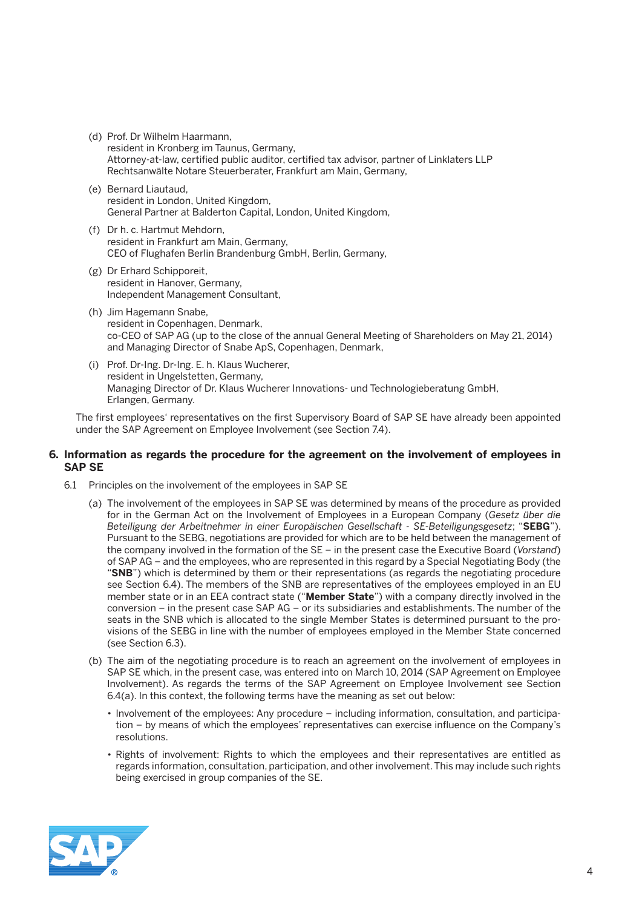(d) Prof. Dr Wilhelm Haarmann,
resident in Kronberg im Taunus, Germany,
Attorney-at-law, certified public auditor, certified tax advisor, partner of Linklaters LLP Rechtsanwälte Notare Steuerberater, Frankfurt am Main, Germany,

(e) Bernard Liautaud,
resident in London, United Kingdom,
General Partner at Balderton Capital, London, United Kingdom,

(f) Dr h. c. Hartmut Mehdorn,
resident in Frankfurt am Main, Germany,
CEO of Flughafen Berlin Brandenburg GmbH, Berlin, Germany,

(g) Dr Erhard Schipporeit,
resident in Hanover, Germany,
Independent Management Consultant,

(h) Jim Hagemann Snabe,
resident in Copenhagen, Denmark,
co-CEO of SAP AG (up to the close of the annual General Meeting of Shareholders on May 21, 2014) and Managing Director of Snabe ApS, Copenhagen, Denmark,

(i) Prof. Dr-Ing. Dr-Ing. E. h. Klaus Wucherer,
resident in Ungelstetten, Germany,
Managing Director of Dr. Klaus Wucherer Innovations- und Technologieberatung GmbH, Erlangen, Germany.

The first employees' representatives on the first Supervisory Board of SAP SE have already been appointed under the SAP Agreement on Employee Involvement (see Section 7.4).

## 6. Information as regards the procedure for the agreement on the involvement of employees in SAP SE

6.1 Principles on the involvement of the employees in SAP SE

(a) The involvement of the employees in SAP SE was determined by means of the procedure as provided for in the German Act on the Involvement of Employees in a European Company (*Gesetz über die Beteiligung der Arbeitnehmer in einer Europäischen Gesellschaft - SE-Beteiligungsgesetz*; "**SEBG**"). Pursuant to the SEBG, negotiations are provided for which are to be held between the management of the company involved in the formation of the SE – in the present case the Executive Board (*Vorstand*) of SAP AG – and the employees, who are represented in this regard by a Special Negotiating Body (the "**SNB**") which is determined by them or their representations (as regards the negotiating procedure see Section 6.4). The members of the SNB are representatives of the employees employed in an EU member state or in an EEA contract state ("**Member State**") with a company directly involved in the conversion – in the present case SAP AG – or its subsidiaries and establishments. The number of the seats in the SNB which is allocated to the single Member States is determined pursuant to the provisions of the SEBG in line with the number of employees employed in the Member State concerned (see Section 6.3).

(b) The aim of the negotiating procedure is to reach an agreement on the involvement of employees in SAP SE which, in the present case, was entered into on March 10, 2014 (SAP Agreement on Employee Involvement). As regards the terms of the SAP Agreement on Employee Involvement see Section 6.4(a). In this context, the following terms have the meaning as set out below:

- Involvement of the employees: Any procedure – including information, consultation, and participation – by means of which the employees' representatives can exercise influence on the Company's resolutions.

- Rights of involvement: Rights to which the employees and their representatives are entitled as regards information, consultation, participation, and other involvement. This may include such rights being exercised in group companies of the SE.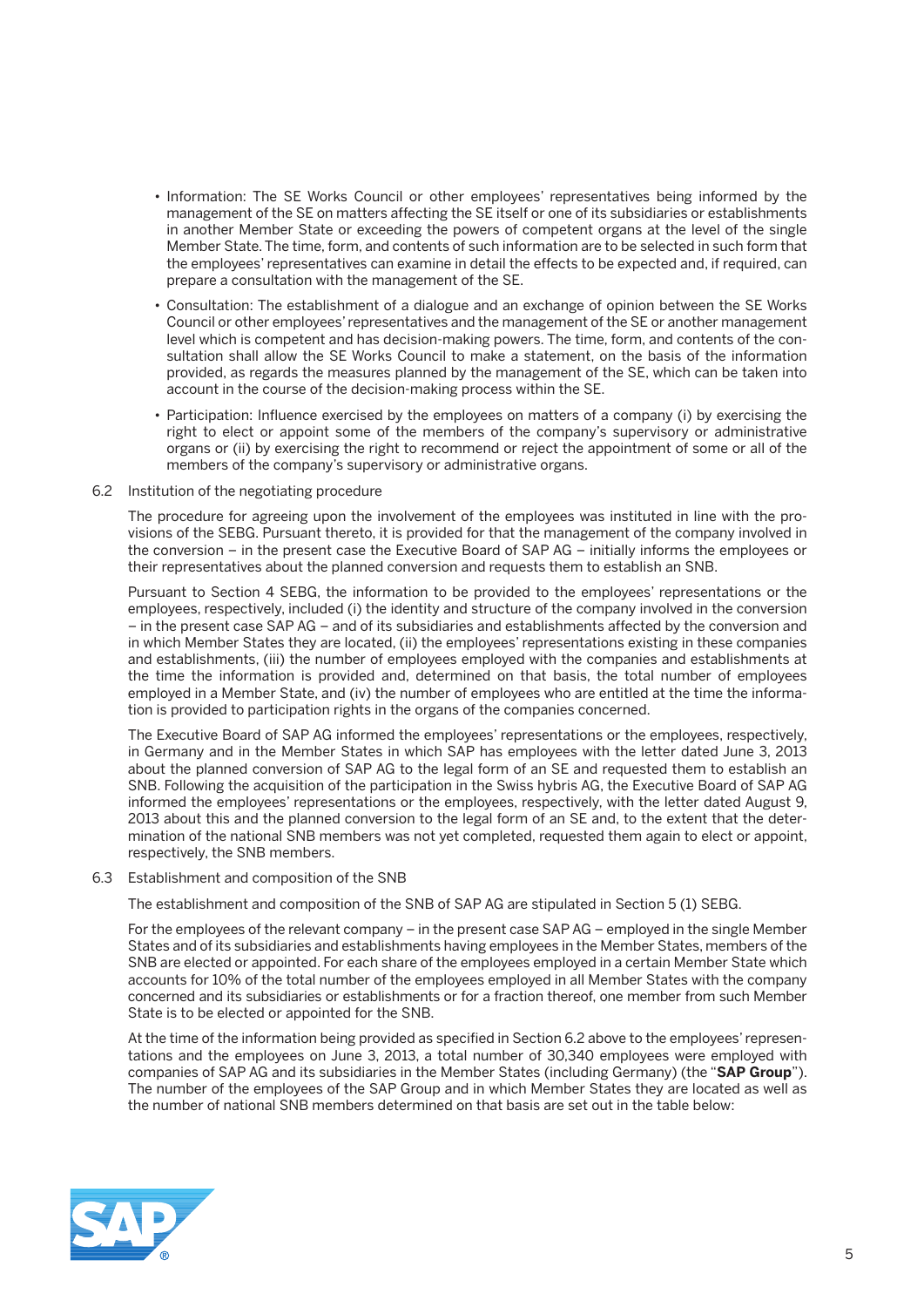- Information: The SE Works Council or other employees' representatives being informed by the management of the SE on matters affecting the SE itself or one of its subsidiaries or establishments in another Member State or exceeding the powers of competent organs at the level of the single Member State. The time, form, and contents of such information are to be selected in such form that the employees' representatives can examine in detail the effects to be expected and, if required, can prepare a consultation with the management of the SE.
- Consultation: The establishment of a dialogue and an exchange of opinion between the SE Works Council or other employees' representatives and the management of the SE or another management level which is competent and has decision-making powers. The time, form, and contents of the consultation shall allow the SE Works Council to make a statement, on the basis of the information provided, as regards the measures planned by the management of the SE, which can be taken into account in the course of the decision-making process within the SE.
- Participation: Influence exercised by the employees on matters of a company (i) by exercising the right to elect or appoint some of the members of the company's supervisory or administrative organs or (ii) by exercising the right to recommend or reject the appointment of some or all of the members of the company's supervisory or administrative organs.

6.2 Institution of the negotiating procedure

The procedure for agreeing upon the involvement of the employees was instituted in line with the provisions of the SEBG. Pursuant thereto, it is provided for that the management of the company involved in the conversion – in the present case the Executive Board of SAP AG – initially informs the employees or their representatives about the planned conversion and requests them to establish an SNB.

Pursuant to Section 4 SEBG, the information to be provided to the employees' representations or the employees, respectively, included (i) the identity and structure of the company involved in the conversion – in the present case SAP AG – and of its subsidiaries and establishments affected by the conversion and in which Member States they are located, (ii) the employees' representations existing in these companies and establishments, (iii) the number of employees employed with the companies and establishments at the time the information is provided and, determined on that basis, the total number of employees employed in a Member State, and (iv) the number of employees who are entitled at the time the information is provided to participation rights in the organs of the companies concerned.

The Executive Board of SAP AG informed the employees' representations or the employees, respectively, in Germany and in the Member States in which SAP has employees with the letter dated June 3, 2013 about the planned conversion of SAP AG to the legal form of an SE and requested them to establish an SNB. Following the acquisition of the participation in the Swiss hybris AG, the Executive Board of SAP AG informed the employees' representations or the employees, respectively, with the letter dated August 9, 2013 about this and the planned conversion to the legal form of an SE and, to the extent that the determination of the national SNB members was not yet completed, requested them again to elect or appoint, respectively, the SNB members.

6.3 Establishment and composition of the SNB

The establishment and composition of the SNB of SAP AG are stipulated in Section 5 (1) SEBG.

For the employees of the relevant company – in the present case SAP AG – employed in the single Member States and of its subsidiaries and establishments having employees in the Member States, members of the SNB are elected or appointed. For each share of the employees employed in a certain Member State which accounts for 10% of the total number of the employees employed in all Member States with the company concerned and its subsidiaries or establishments or for a fraction thereof, one member from such Member State is to be elected or appointed for the SNB.

At the time of the information being provided as specified in Section 6.2 above to the employees' representations and the employees on June 3, 2013, a total number of 30,340 employees were employed with companies of SAP AG and its subsidiaries in the Member States (including Germany) (the "**SAP Group**"). The number of the employees of the SAP Group and in which Member States they are located as well as the number of national SNB members determined on that basis are set out in the table below: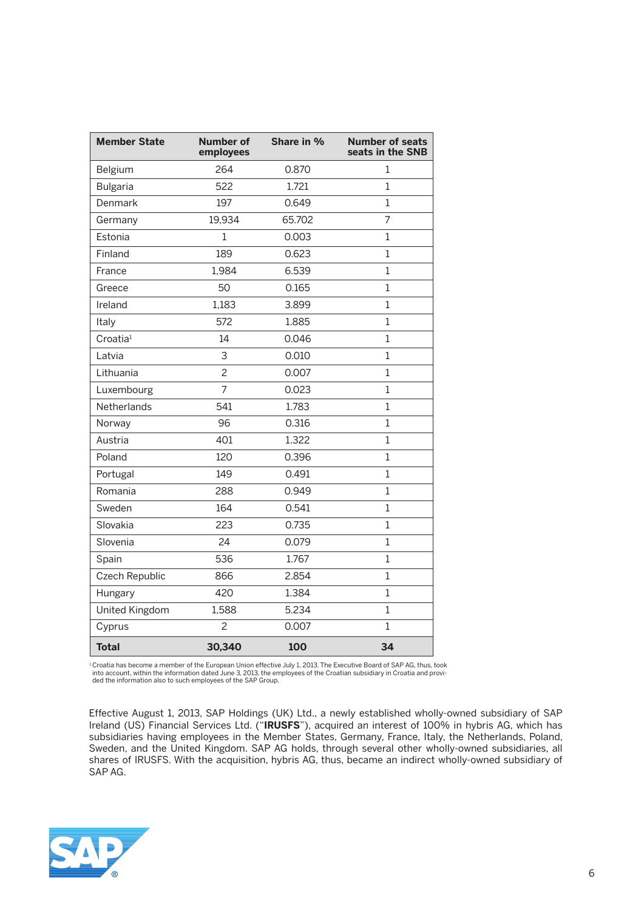| Member State | Number of employees | Share in % | Number of seats seats in the SNB |
|---|---|---|---|
| Belgium | 264 | 0.870 | 1 |
| Bulgaria | 522 | 1.721 | 1 |
| Denmark | 197 | 0.649 | 1 |
| Germany | 19,934 | 65.702 | 7 |
| Estonia | 1 | 0.003 | 1 |
| Finland | 189 | 0.623 | 1 |
| France | 1,984 | 6.539 | 1 |
| Greece | 50 | 0.165 | 1 |
| Ireland | 1,183 | 3.899 | 1 |
| Italy | 572 | 1.885 | 1 |
| Croatia[1] | 14 | 0.046 | 1 |
| Latvia | 3 | 0.010 | 1 |
| Lithuania | 2 | 0.007 | 1 |
| Luxembourg | 7 | 0.023 | 1 |
| Netherlands | 541 | 1.783 | 1 |
| Norway | 96 | 0.316 | 1 |
| Austria | 401 | 1.322 | 1 |
| Poland | 120 | 0.396 | 1 |
| Portugal | 149 | 0.491 | 1 |
| Romania | 288 | 0.949 | 1 |
| Sweden | 164 | 0.541 | 1 |
| Slovakia | 223 | 0.735 | 1 |
| Slovenia | 24 | 0.079 | 1 |
| Spain | 536 | 1.767 | 1 |
| Czech Republic | 866 | 2.854 | 1 |
| Hungary | 420 | 1.384 | 1 |
| United Kingdom | 1,588 | 5.234 | 1 |
| Cyprus | 2 | 0.007 | 1 |
| **Total** | **30,340** | **100** | **34** |

[1] Croatia has become a member of the European Union effective July 1, 2013. The Executive Board of SAP AG, thus, took into account, within the information dated June 3, 2013, the employees of the Croatian subsidiary in Croatia and provided the information also to such employees of the SAP Group.

Effective August 1, 2013, SAP Holdings (UK) Ltd., a newly established wholly-owned subsidiary of SAP Ireland (US) Financial Services Ltd. ("**IRUSFS**"), acquired an interest of 100% in hybris AG, which has subsidiaries having employees in the Member States, Germany, France, Italy, the Netherlands, Poland, Sweden, and the United Kingdom. SAP AG holds, through several other wholly-owned subsidiaries, all shares of IRUSFS. With the acquisition, hybris AG, thus, became an indirect wholly-owned subsidiary of SAP AG.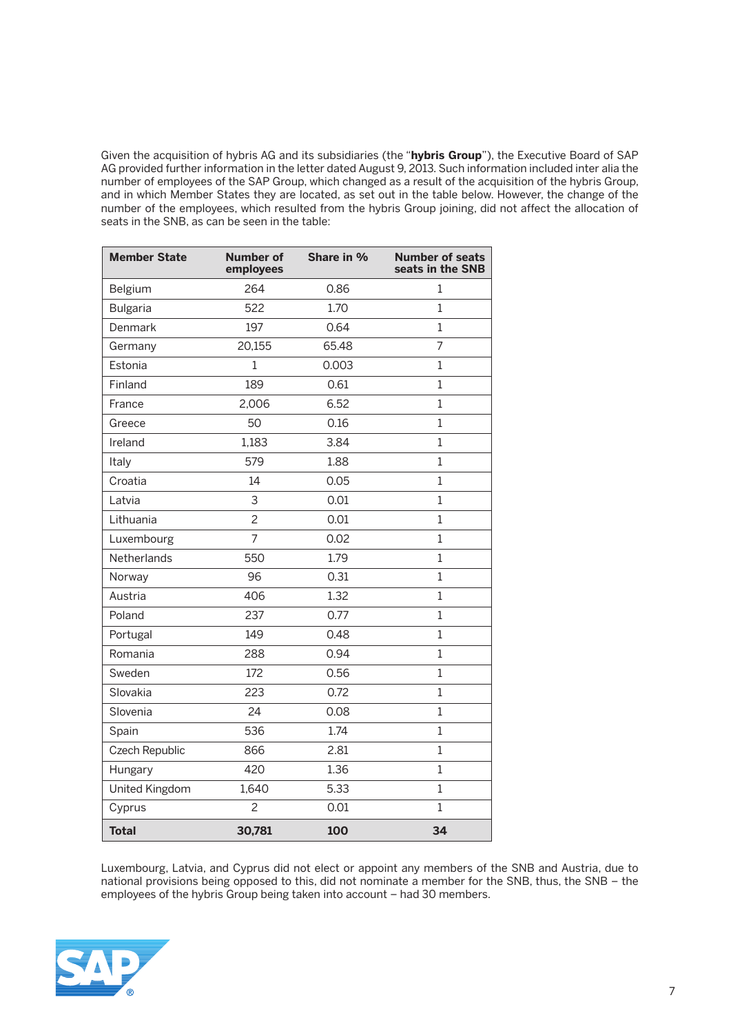Given the acquisition of hybris AG and its subsidiaries (the "**hybris Group**"), the Executive Board of SAP AG provided further information in the letter dated August 9, 2013. Such information included inter alia the number of employees of the SAP Group, which changed as a result of the acquisition of the hybris Group, and in which Member States they are located, as set out in the table below. However, the change of the number of the employees, which resulted from the hybris Group joining, did not affect the allocation of seats in the SNB, as can be seen in the table:

| Member State | Number of employees | Share in % | Number of seats seats in the SNB |
|---|---|---|---|
| Belgium | 264 | 0.86 | 1 |
| Bulgaria | 522 | 1.70 | 1 |
| Denmark | 197 | 0.64 | 1 |
| Germany | 20,155 | 65.48 | 7 |
| Estonia | 1 | 0.003 | 1 |
| Finland | 189 | 0.61 | 1 |
| France | 2,006 | 6.52 | 1 |
| Greece | 50 | 0.16 | 1 |
| Ireland | 1,183 | 3.84 | 1 |
| Italy | 579 | 1.88 | 1 |
| Croatia | 14 | 0.05 | 1 |
| Latvia | 3 | 0.01 | 1 |
| Lithuania | 2 | 0.01 | 1 |
| Luxembourg | 7 | 0.02 | 1 |
| Netherlands | 550 | 1.79 | 1 |
| Norway | 96 | 0.31 | 1 |
| Austria | 406 | 1.32 | 1 |
| Poland | 237 | 0.77 | 1 |
| Portugal | 149 | 0.48 | 1 |
| Romania | 288 | 0.94 | 1 |
| Sweden | 172 | 0.56 | 1 |
| Slovakia | 223 | 0.72 | 1 |
| Slovenia | 24 | 0.08 | 1 |
| Spain | 536 | 1.74 | 1 |
| Czech Republic | 866 | 2.81 | 1 |
| Hungary | 420 | 1.36 | 1 |
| United Kingdom | 1,640 | 5.33 | 1 |
| Cyprus | 2 | 0.01 | 1 |
| **Total** | **30,781** | **100** | **34** |

Luxembourg, Latvia, and Cyprus did not elect or appoint any members of the SNB and Austria, due to national provisions being opposed to this, did not nominate a member for the SNB, thus, the SNB – the employees of the hybris Group being taken into account – had 30 members.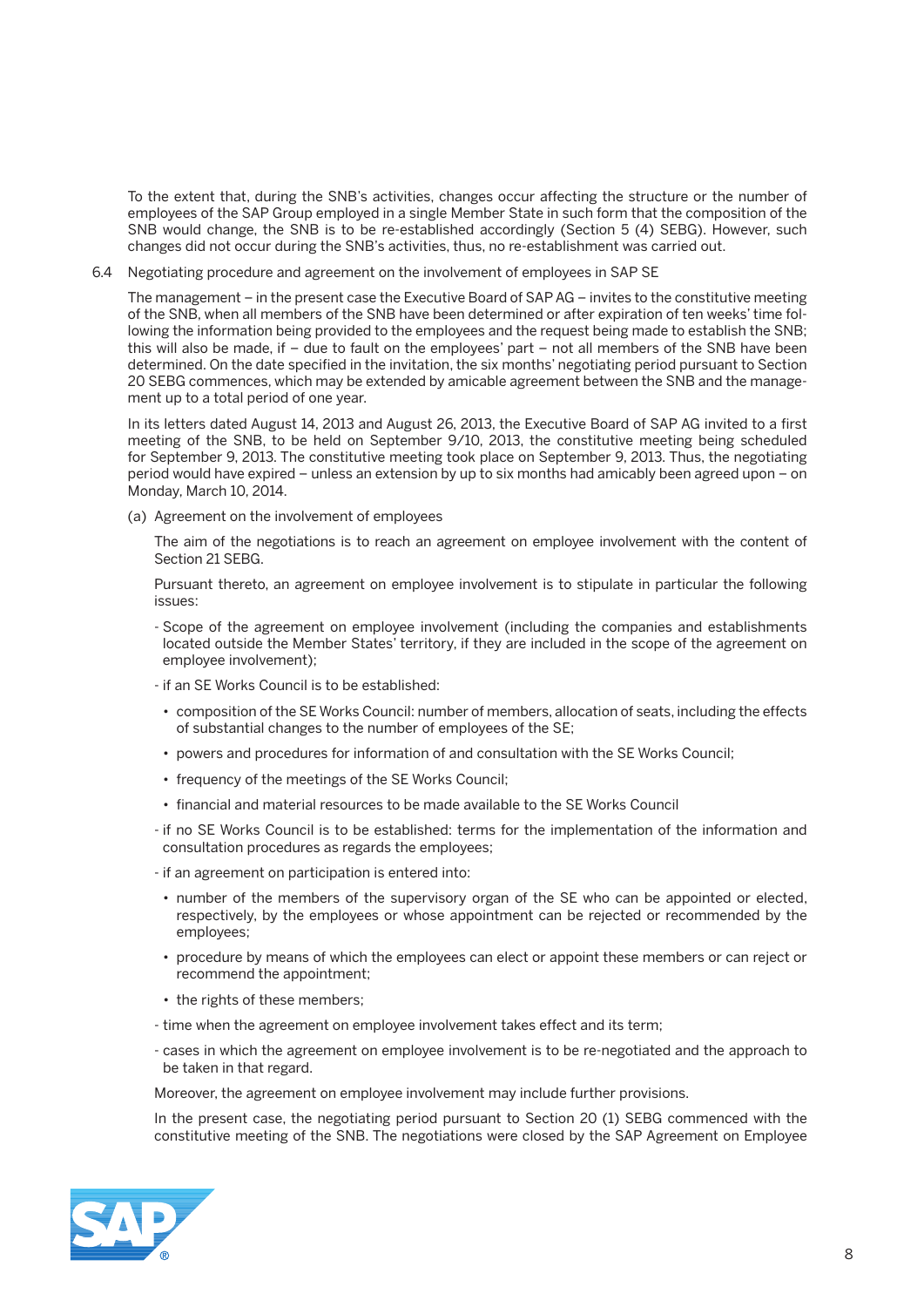To the extent that, during the SNB's activities, changes occur affecting the structure or the number of employees of the SAP Group employed in a single Member State in such form that the composition of the SNB would change, the SNB is to be re-established accordingly (Section 5 (4) SEBG). However, such changes did not occur during the SNB's activities, thus, no re-establishment was carried out.

6.4 Negotiating procedure and agreement on the involvement of employees in SAP SE

The management – in the present case the Executive Board of SAP AG – invites to the constitutive meeting of the SNB, when all members of the SNB have been determined or after expiration of ten weeks' time following the information being provided to the employees and the request being made to establish the SNB; this will also be made, if – due to fault on the employees' part – not all members of the SNB have been determined. On the date specified in the invitation, the six months' negotiating period pursuant to Section 20 SEBG commences, which may be extended by amicable agreement between the SNB and the management up to a total period of one year.

In its letters dated August 14, 2013 and August 26, 2013, the Executive Board of SAP AG invited to a first meeting of the SNB, to be held on September 9/10, 2013, the constitutive meeting being scheduled for September 9, 2013. The constitutive meeting took place on September 9, 2013. Thus, the negotiating period would have expired – unless an extension by up to six months had amicably been agreed upon – on Monday, March 10, 2014.

(a) Agreement on the involvement of employees

The aim of the negotiations is to reach an agreement on employee involvement with the content of Section 21 SEBG.

Pursuant thereto, an agreement on employee involvement is to stipulate in particular the following issues:

- Scope of the agreement on employee involvement (including the companies and establishments located outside the Member States' territory, if they are included in the scope of the agreement on employee involvement);
- if an SE Works Council is to be established:
  - composition of the SE Works Council: number of members, allocation of seats, including the effects of substantial changes to the number of employees of the SE;
  - powers and procedures for information of and consultation with the SE Works Council;
  - frequency of the meetings of the SE Works Council;
  - financial and material resources to be made available to the SE Works Council
- if no SE Works Council is to be established: terms for the implementation of the information and consultation procedures as regards the employees;
- if an agreement on participation is entered into:
  - number of the members of the supervisory organ of the SE who can be appointed or elected, respectively, by the employees or whose appointment can be rejected or recommended by the employees;
  - procedure by means of which the employees can elect or appoint these members or can reject or recommend the appointment;
  - the rights of these members;
- time when the agreement on employee involvement takes effect and its term;
- cases in which the agreement on employee involvement is to be re-negotiated and the approach to be taken in that regard.

Moreover, the agreement on employee involvement may include further provisions.

In the present case, the negotiating period pursuant to Section 20 (1) SEBG commenced with the constitutive meeting of the SNB. The negotiations were closed by the SAP Agreement on Employee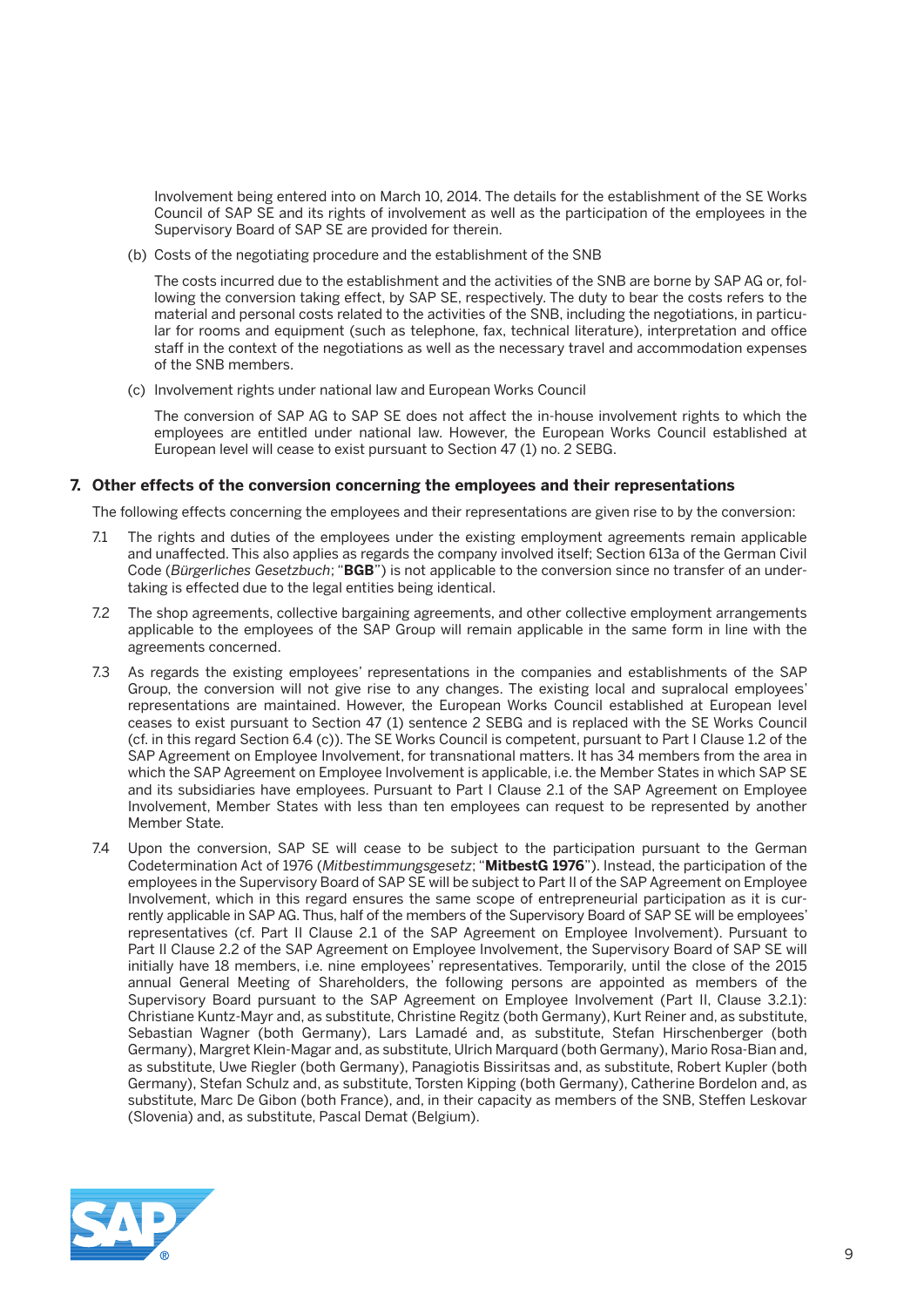Involvement being entered into on March 10, 2014. The details for the establishment of the SE Works Council of SAP SE and its rights of involvement as well as the participation of the employees in the Supervisory Board of SAP SE are provided for therein.

(b) Costs of the negotiating procedure and the establishment of the SNB

The costs incurred due to the establishment and the activities of the SNB are borne by SAP AG or, following the conversion taking effect, by SAP SE, respectively. The duty to bear the costs refers to the material and personal costs related to the activities of the SNB, including the negotiations, in particular for rooms and equipment (such as telephone, fax, technical literature), interpretation and office staff in the context of the negotiations as well as the necessary travel and accommodation expenses of the SNB members.

(c) Involvement rights under national law and European Works Council

The conversion of SAP AG to SAP SE does not affect the in-house involvement rights to which the employees are entitled under national law. However, the European Works Council established at European level will cease to exist pursuant to Section 47 (1) no. 2 SEBG.

## 7. Other effects of the conversion concerning the employees and their representations

The following effects concerning the employees and their representations are given rise to by the conversion:

7.1 The rights and duties of the employees under the existing employment agreements remain applicable and unaffected. This also applies as regards the company involved itself; Section 613a of the German Civil Code (*Bürgerliches Gesetzbuch*; "**BGB**") is not applicable to the conversion since no transfer of an undertaking is effected due to the legal entities being identical.

7.2 The shop agreements, collective bargaining agreements, and other collective employment arrangements applicable to the employees of the SAP Group will remain applicable in the same form in line with the agreements concerned.

7.3 As regards the existing employees' representations in the companies and establishments of the SAP Group, the conversion will not give rise to any changes. The existing local and supralocal employees' representations are maintained. However, the European Works Council established at European level ceases to exist pursuant to Section 47 (1) sentence 2 SEBG and is replaced with the SE Works Council (cf. in this regard Section 6.4 (c)). The SE Works Council is competent, pursuant to Part I Clause 1.2 of the SAP Agreement on Employee Involvement, for transnational matters. It has 34 members from the area in which the SAP Agreement on Employee Involvement is applicable, i.e. the Member States in which SAP SE and its subsidiaries have employees. Pursuant to Part I Clause 2.1 of the SAP Agreement on Employee Involvement, Member States with less than ten employees can request to be represented by another Member State.

7.4 Upon the conversion, SAP SE will cease to be subject to the participation pursuant to the German Codetermination Act of 1976 (*Mitbestimmungsgesetz*; "**MitbestG 1976**"). Instead, the participation of the employees in the Supervisory Board of SAP SE will be subject to Part II of the SAP Agreement on Employee Involvement, which in this regard ensures the same scope of entrepreneurial participation as it is currently applicable in SAP AG. Thus, half of the members of the Supervisory Board of SAP SE will be employees' representatives (cf. Part II Clause 2.1 of the SAP Agreement on Employee Involvement). Pursuant to Part II Clause 2.2 of the SAP Agreement on Employee Involvement, the Supervisory Board of SAP SE will initially have 18 members, i.e. nine employees' representatives. Temporarily, until the close of the 2015 annual General Meeting of Shareholders, the following persons are appointed as members of the Supervisory Board pursuant to the SAP Agreement on Employee Involvement (Part II, Clause 3.2.1): Christiane Kuntz-Mayr and, as substitute, Christine Regitz (both Germany), Kurt Reiner and, as substitute, Sebastian Wagner (both Germany), Lars Lamadé and, as substitute, Stefan Hirschenberger (both Germany), Margret Klein-Magar and, as substitute, Ulrich Marquard (both Germany), Mario Rosa-Bian and, as substitute, Uwe Riegler (both Germany), Panagiotis Bissiritsas and, as substitute, Robert Kupler (both Germany), Stefan Schulz and, as substitute, Torsten Kipping (both Germany), Catherine Bordelon and, as substitute, Marc De Gibon (both France), and, in their capacity as members of the SNB, Steffen Leskovar (Slovenia) and, as substitute, Pascal Demat (Belgium).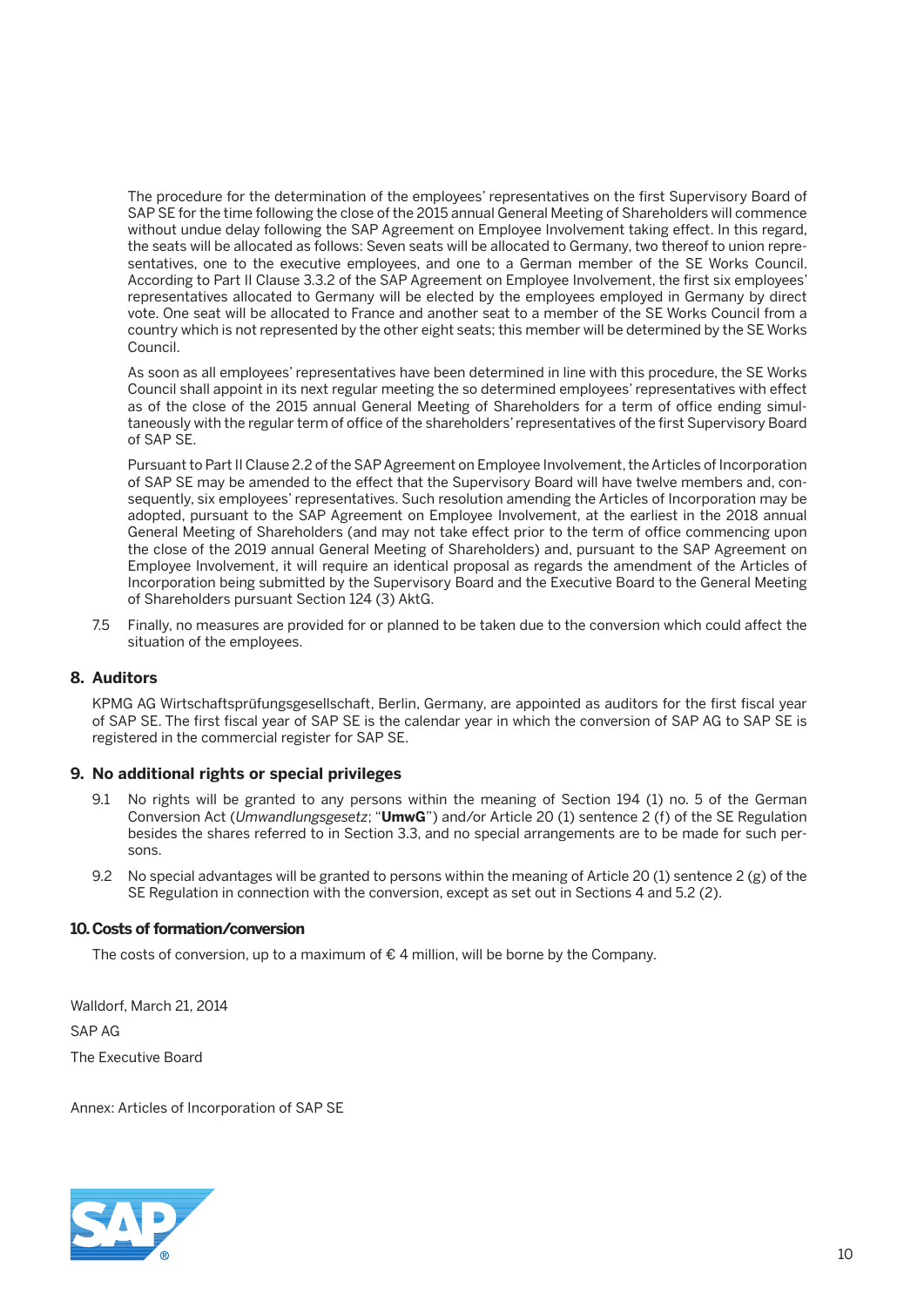The procedure for the determination of the employees' representatives on the first Supervisory Board of SAP SE for the time following the close of the 2015 annual General Meeting of Shareholders will commence without undue delay following the SAP Agreement on Employee Involvement taking effect. In this regard, the seats will be allocated as follows: Seven seats will be allocated to Germany, two thereof to union representatives, one to the executive employees, and one to a German member of the SE Works Council. According to Part II Clause 3.3.2 of the SAP Agreement on Employee Involvement, the first six employees' representatives allocated to Germany will be elected by the employees employed in Germany by direct vote. One seat will be allocated to France and another seat to a member of the SE Works Council from a country which is not represented by the other eight seats; this member will be determined by the SE Works Council.

As soon as all employees' representatives have been determined in line with this procedure, the SE Works Council shall appoint in its next regular meeting the so determined employees' representatives with effect as of the close of the 2015 annual General Meeting of Shareholders for a term of office ending simultaneously with the regular term of office of the shareholders' representatives of the first Supervisory Board of SAP SE.

Pursuant to Part II Clause 2.2 of the SAP Agreement on Employee Involvement, the Articles of Incorporation of SAP SE may be amended to the effect that the Supervisory Board will have twelve members and, consequently, six employees' representatives. Such resolution amending the Articles of Incorporation may be adopted, pursuant to the SAP Agreement on Employee Involvement, at the earliest in the 2018 annual General Meeting of Shareholders (and may not take effect prior to the term of office commencing upon the close of the 2019 annual General Meeting of Shareholders) and, pursuant to the SAP Agreement on Employee Involvement, it will require an identical proposal as regards the amendment of the Articles of Incorporation being submitted by the Supervisory Board and the Executive Board to the General Meeting of Shareholders pursuant Section 124 (3) AktG.

7.5 Finally, no measures are provided for or planned to be taken due to the conversion which could affect the situation of the employees.

## 8. Auditors

KPMG AG Wirtschaftsprüfungsgesellschaft, Berlin, Germany, are appointed as auditors for the first fiscal year of SAP SE. The first fiscal year of SAP SE is the calendar year in which the conversion of SAP AG to SAP SE is registered in the commercial register for SAP SE.

## 9. No additional rights or special privileges

9.1 No rights will be granted to any persons within the meaning of Section 194 (1) no. 5 of the German Conversion Act (*Umwandlungsgesetz*; "**UmwG**") and/or Article 20 (1) sentence 2 (f) of the SE Regulation besides the shares referred to in Section 3.3, and no special arrangements are to be made for such persons.

9.2 No special advantages will be granted to persons within the meaning of Article 20 (1) sentence 2 (g) of the SE Regulation in connection with the conversion, except as set out in Sections 4 and 5.2 (2).

## 10. Costs of formation/conversion

The costs of conversion, up to a maximum of € 4 million, will be borne by the Company.

Walldorf, March 21, 2014

SAP AG

The Executive Board

Annex: Articles of Incorporation of SAP SE